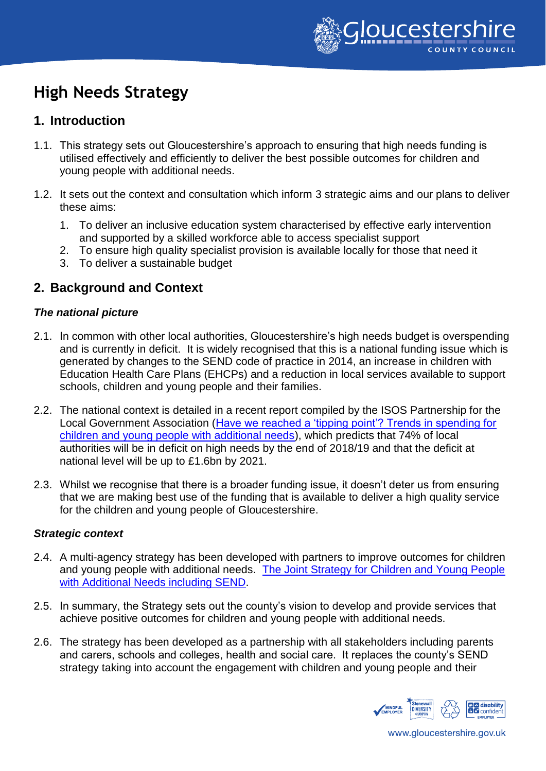# High Needs Strategy

## 1. Introduction

1.1. This strategy sets out Gloucestershire's approach to ensuring that high needs funding is utilised effectively and efficiently to deliver the best possible outcomes for children and young people with additional needs.

1.2. It sets out the context and consultation which inform 3 strategic aims and our plans to deliver these aims:

1. To deliver an inclusive education system characterised by effective early intervention and supported by a skilled workforce able to access specialist support
2. To ensure high quality specialist provision is available locally for those that need it
3. To deliver a sustainable budget

## 2. Background and Context

### *The national picture*

2.1. In common with other local authorities, Gloucestershire's high needs budget is overspending and is currently in deficit. It is widely recognised that this is a national funding issue which is generated by changes to the SEND code of practice in 2014, an increase in children with Education Health Care Plans (EHCPs) and a reduction in local services available to support schools, children and young people and their families.

2.2. The national context is detailed in a recent report compiled by the ISOS Partnership for the Local Government Association (Have we reached a 'tipping point'? Trends in spending for children and young people with additional needs), which predicts that 74% of local authorities will be in deficit on high needs by the end of 2018/19 and that the deficit at national level will be up to £1.6bn by 2021.

2.3. Whilst we recognise that there is a broader funding issue, it doesn't deter us from ensuring that we are making best use of the funding that is available to deliver a high quality service for the children and young people of Gloucestershire.

### *Strategic context*

2.4. A multi-agency strategy has been developed with partners to improve outcomes for children and young people with additional needs. The Joint Strategy for Children and Young People with Additional Needs including SEND.

2.5. In summary, the Strategy sets out the county's vision to develop and provide services that achieve positive outcomes for children and young people with additional needs.

2.6. The strategy has been developed as a partnership with all stakeholders including parents and carers, schools and colleges, health and social care. It replaces the county's SEND strategy taking into account the engagement with children and young people and their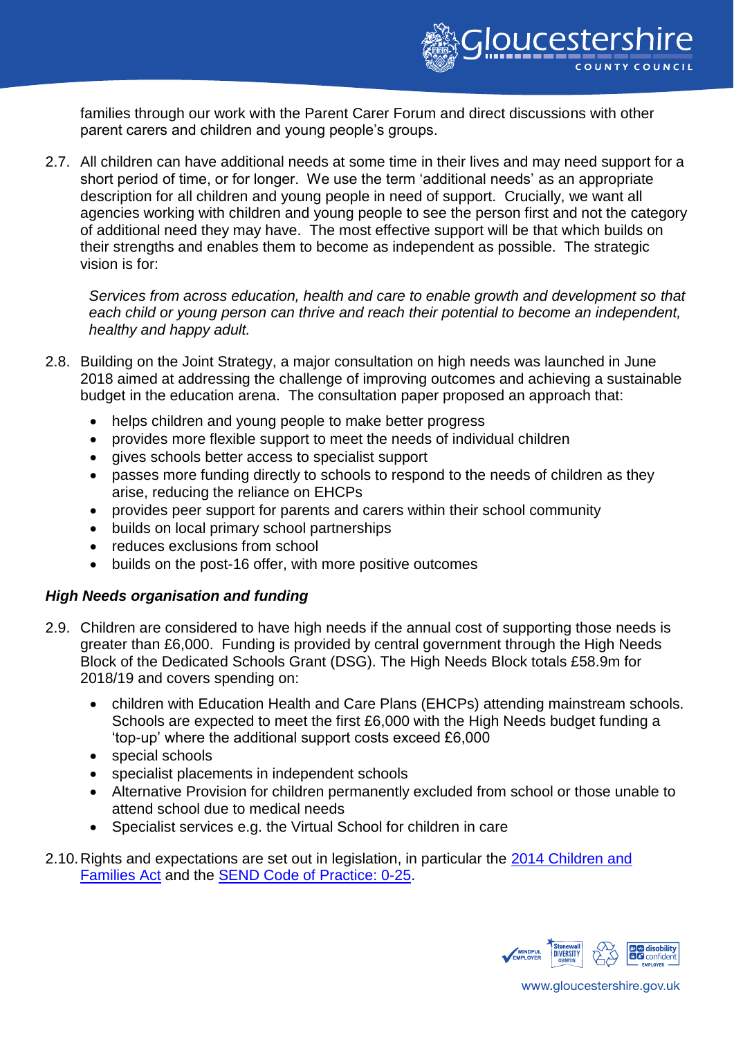families through our work with the Parent Carer Forum and direct discussions with other parent carers and children and young people's groups.

2.7. All children can have additional needs at some time in their lives and may need support for a short period of time, or for longer. We use the term 'additional needs' as an appropriate description for all children and young people in need of support. Crucially, we want all agencies working with children and young people to see the person first and not the category of additional need they may have. The most effective support will be that which builds on their strengths and enables them to become as independent as possible. The strategic vision is for:

   *Services from across education, health and care to enable growth and development so that each child or young person can thrive and reach their potential to become an independent, healthy and happy adult.*

2.8. Building on the Joint Strategy, a major consultation on high needs was launched in June 2018 aimed at addressing the challenge of improving outcomes and achieving a sustainable budget in the education arena. The consultation paper proposed an approach that:

   - helps children and young people to make better progress
   - provides more flexible support to meet the needs of individual children
   - gives schools better access to specialist support
   - passes more funding directly to schools to respond to the needs of children as they arise, reducing the reliance on EHCPs
   - provides peer support for parents and carers within their school community
   - builds on local primary school partnerships
   - reduces exclusions from school
   - builds on the post-16 offer, with more positive outcomes

### *High Needs organisation and funding*

2.9. Children are considered to have high needs if the annual cost of supporting those needs is greater than £6,000. Funding is provided by central government through the High Needs Block of the Dedicated Schools Grant (DSG). The High Needs Block totals £58.9m for 2018/19 and covers spending on:

   - children with Education Health and Care Plans (EHCPs) attending mainstream schools. Schools are expected to meet the first £6,000 with the High Needs budget funding a 'top-up' where the additional support costs exceed £6,000
   - special schools
   - specialist placements in independent schools
   - Alternative Provision for children permanently excluded from school or those unable to attend school due to medical needs
   - Specialist services e.g. the Virtual School for children in care

2.10. Rights and expectations are set out in legislation, in particular the 2014 Children and Families Act and the SEND Code of Practice: 0-25.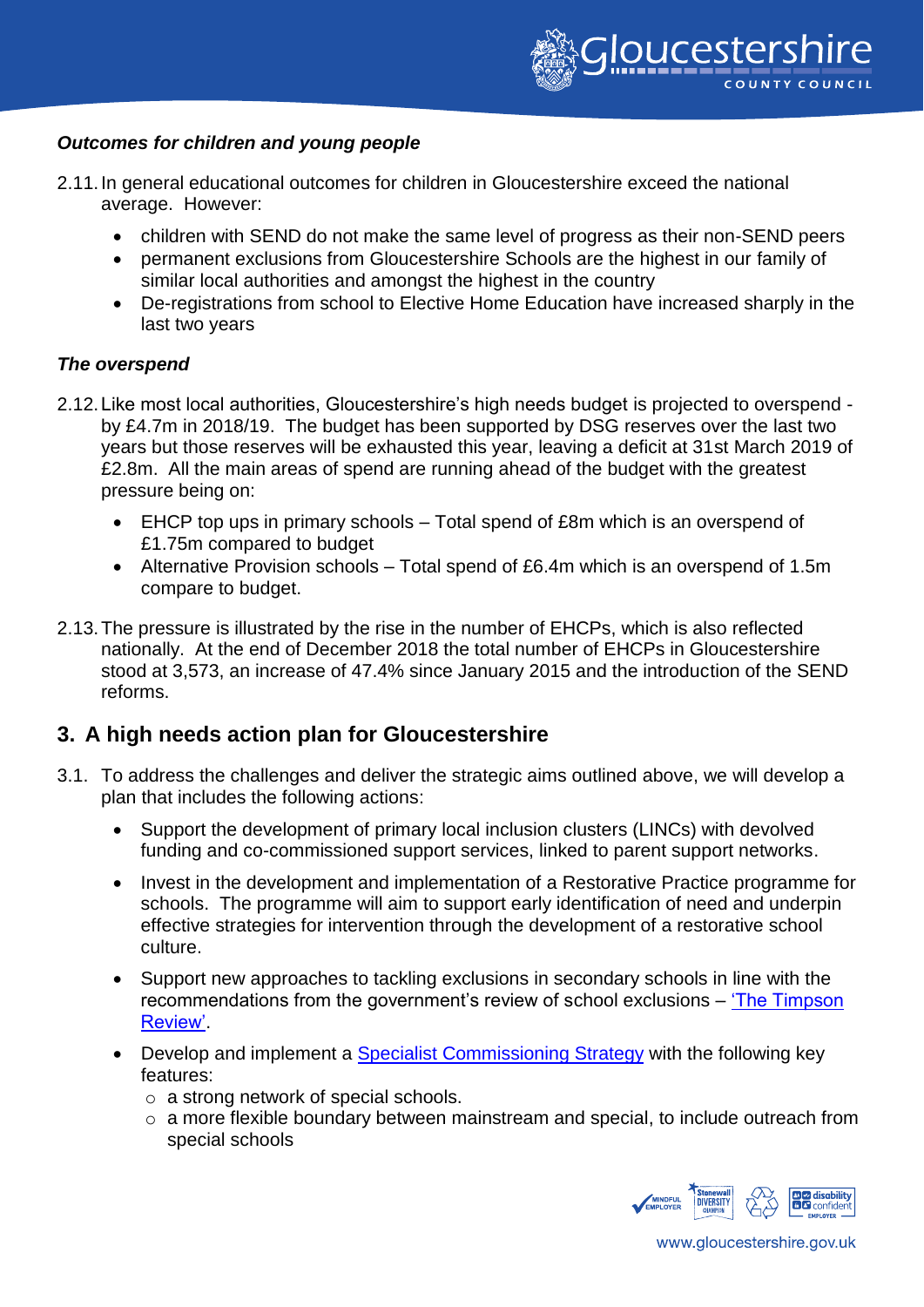***Outcomes for children and young people***

2.11. In general educational outcomes for children in Gloucestershire exceed the national average. However:

- children with SEND do not make the same level of progress as their non-SEND peers
- permanent exclusions from Gloucestershire Schools are the highest in our family of similar local authorities and amongst the highest in the country
- De-registrations from school to Elective Home Education have increased sharply in the last two years

***The overspend***

2.12. Like most local authorities, Gloucestershire's high needs budget is projected to overspend - by £4.7m in 2018/19. The budget has been supported by DSG reserves over the last two years but those reserves will be exhausted this year, leaving a deficit at 31st March 2019 of £2.8m. All the main areas of spend are running ahead of the budget with the greatest pressure being on:

- EHCP top ups in primary schools – Total spend of £8m which is an overspend of £1.75m compared to budget
- Alternative Provision schools – Total spend of £6.4m which is an overspend of 1.5m compare to budget.

2.13. The pressure is illustrated by the rise in the number of EHCPs, which is also reflected nationally. At the end of December 2018 the total number of EHCPs in Gloucestershire stood at 3,573, an increase of 47.4% since January 2015 and the introduction of the SEND reforms.

## 3. A high needs action plan for Gloucestershire

3.1. To address the challenges and deliver the strategic aims outlined above, we will develop a plan that includes the following actions:

- Support the development of primary local inclusion clusters (LINCs) with devolved funding and co-commissioned support services, linked to parent support networks.
- Invest in the development and implementation of a Restorative Practice programme for schools. The programme will aim to support early identification of need and underpin effective strategies for intervention through the development of a restorative school culture.
- Support new approaches to tackling exclusions in secondary schools in line with the recommendations from the government's review of school exclusions – 'The Timpson Review'.
- Develop and implement a Specialist Commissioning Strategy with the following key features:
  - a strong network of special schools.
  - a more flexible boundary between mainstream and special, to include outreach from special schools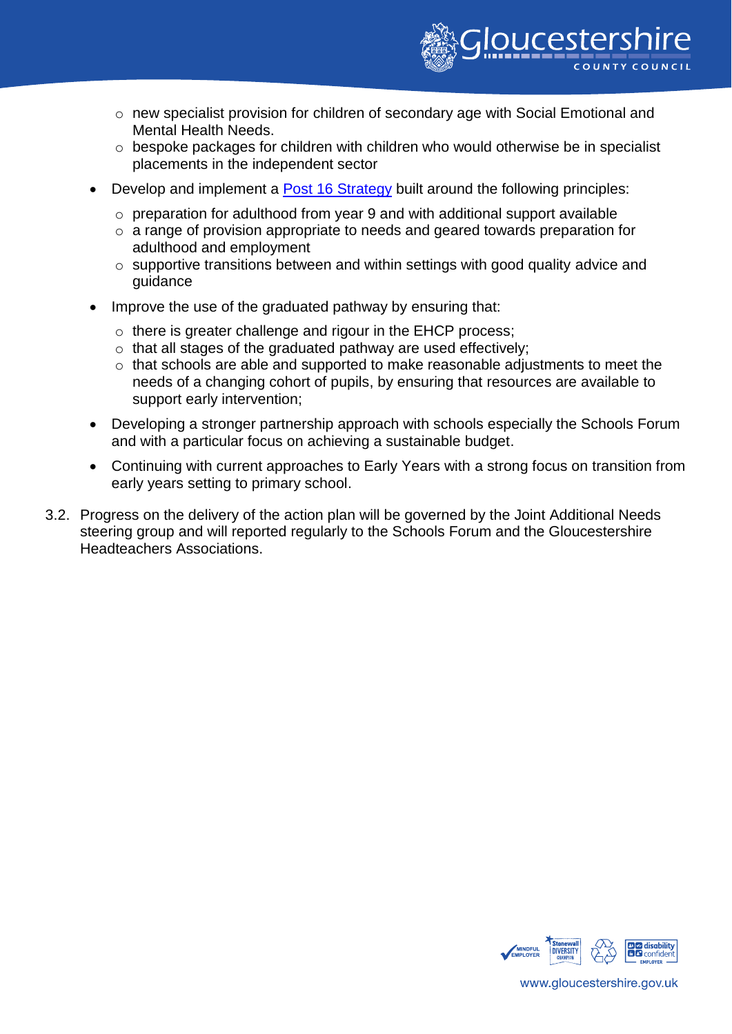- new specialist provision for children of secondary age with Social Emotional and Mental Health Needs.
  - bespoke packages for children with children who would otherwise be in specialist placements in the independent sector

- Develop and implement a Post 16 Strategy built around the following principles:
  - preparation for adulthood from year 9 and with additional support available
  - a range of provision appropriate to needs and geared towards preparation for adulthood and employment
  - supportive transitions between and within settings with good quality advice and guidance

- Improve the use of the graduated pathway by ensuring that:
  - there is greater challenge and rigour in the EHCP process;
  - that all stages of the graduated pathway are used effectively;
  - that schools are able and supported to make reasonable adjustments to meet the needs of a changing cohort of pupils, by ensuring that resources are available to support early intervention;

- Developing a stronger partnership approach with schools especially the Schools Forum and with a particular focus on achieving a sustainable budget.

- Continuing with current approaches to Early Years with a strong focus on transition from early years setting to primary school.

3.2. Progress on the delivery of the action plan will be governed by the Joint Additional Needs steering group and will reported regularly to the Schools Forum and the Gloucestershire Headteachers Associations.